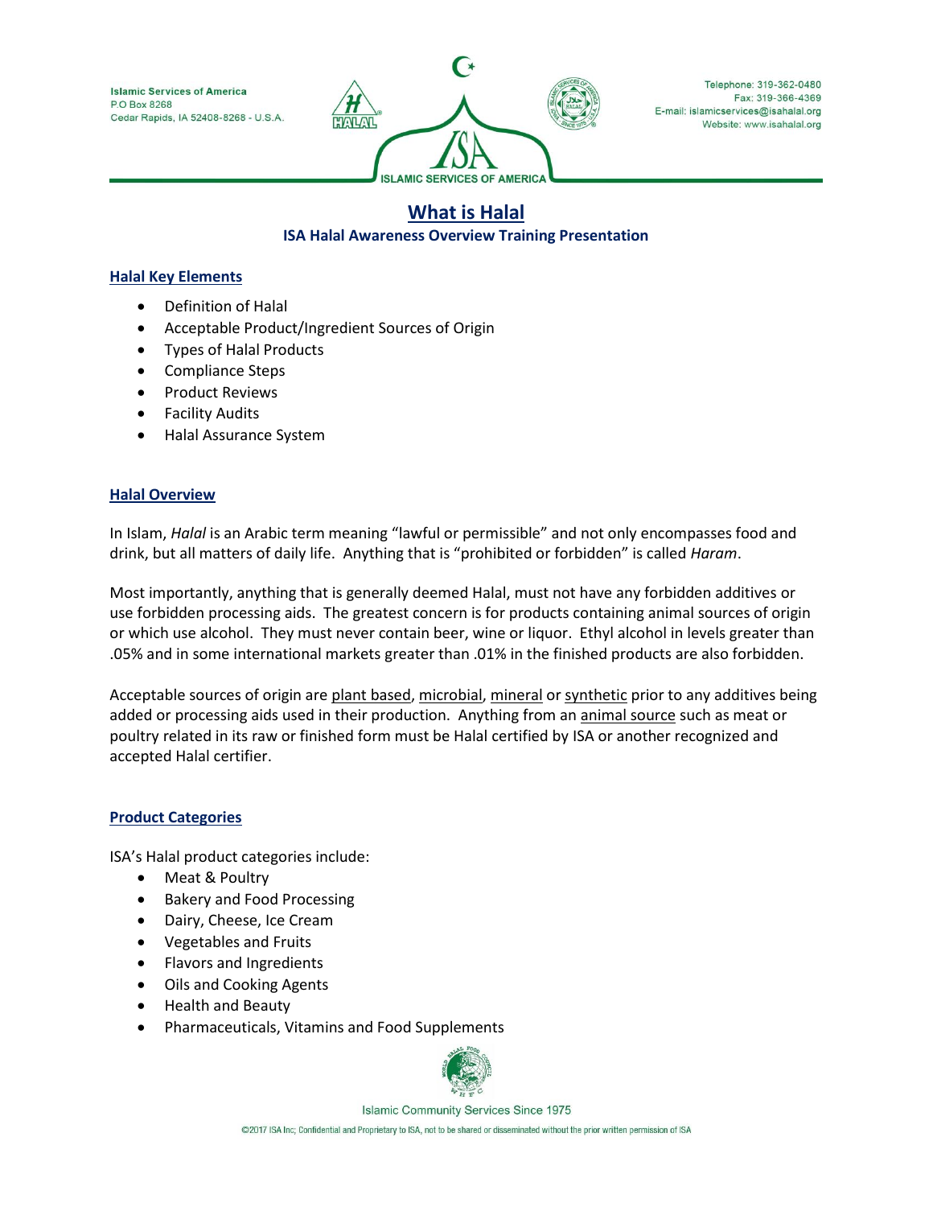Islamic Services of America
P.O Box 8268
Cedar Rapids, IA 52408-8268 - U.S.A.

Telephone: 319-362-0480
Fax: 319-366-4369
E-mail: islamicservices@isahalal.org
Website: www.isahalal.org

# What is Halal

**ISA Halal Awareness Overview Training Presentation**

## Halal Key Elements

- Definition of Halal
- Acceptable Product/Ingredient Sources of Origin
- Types of Halal Products
- Compliance Steps
- Product Reviews
- Facility Audits
- Halal Assurance System

## Halal Overview

In Islam, *Halal* is an Arabic term meaning "lawful or permissible" and not only encompasses food and drink, but all matters of daily life. Anything that is "prohibited or forbidden" is called *Haram*.

Most importantly, anything that is generally deemed Halal, must not have any forbidden additives or use forbidden processing aids. The greatest concern is for products containing animal sources of origin or which use alcohol. They must never contain beer, wine or liquor. Ethyl alcohol in levels greater than .05% and in some international markets greater than .01% in the finished products are also forbidden.

Acceptable sources of origin are plant based, microbial, mineral or synthetic prior to any additives being added or processing aids used in their production. Anything from an animal source such as meat or poultry related in its raw or finished form must be Halal certified by ISA or another recognized and accepted Halal certifier.

## Product Categories

ISA's Halal product categories include:

- Meat & Poultry
- Bakery and Food Processing
- Dairy, Cheese, Ice Cream
- Vegetables and Fruits
- Flavors and Ingredients
- Oils and Cooking Agents
- Health and Beauty
- Pharmaceuticals, Vitamins and Food Supplements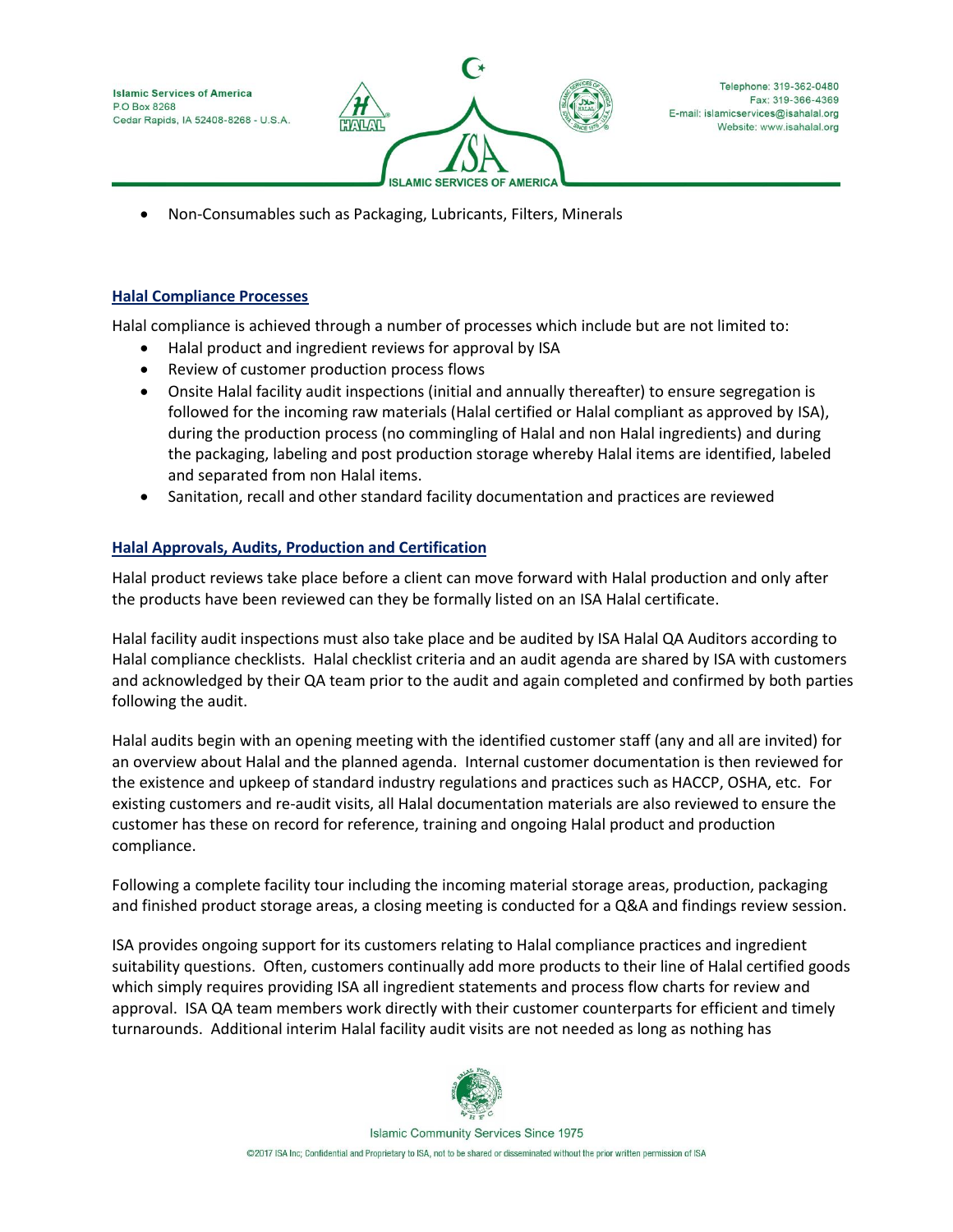- Non-Consumables such as Packaging, Lubricants, Filters, Minerals

## Halal Compliance Processes

Halal compliance is achieved through a number of processes which include but are not limited to:

- Halal product and ingredient reviews for approval by ISA
- Review of customer production process flows
- Onsite Halal facility audit inspections (initial and annually thereafter) to ensure segregation is followed for the incoming raw materials (Halal certified or Halal compliant as approved by ISA), during the production process (no commingling of Halal and non Halal ingredients) and during the packaging, labeling and post production storage whereby Halal items are identified, labeled and separated from non Halal items.
- Sanitation, recall and other standard facility documentation and practices are reviewed

## Halal Approvals, Audits, Production and Certification

Halal product reviews take place before a client can move forward with Halal production and only after the products have been reviewed can they be formally listed on an ISA Halal certificate.

Halal facility audit inspections must also take place and be audited by ISA Halal QA Auditors according to Halal compliance checklists. Halal checklist criteria and an audit agenda are shared by ISA with customers and acknowledged by their QA team prior to the audit and again completed and confirmed by both parties following the audit.

Halal audits begin with an opening meeting with the identified customer staff (any and all are invited) for an overview about Halal and the planned agenda. Internal customer documentation is then reviewed for the existence and upkeep of standard industry regulations and practices such as HACCP, OSHA, etc. For existing customers and re-audit visits, all Halal documentation materials are also reviewed to ensure the customer has these on record for reference, training and ongoing Halal product and production compliance.

Following a complete facility tour including the incoming material storage areas, production, packaging and finished product storage areas, a closing meeting is conducted for a Q&A and findings review session.

ISA provides ongoing support for its customers relating to Halal compliance practices and ingredient suitability questions. Often, customers continually add more products to their line of Halal certified goods which simply requires providing ISA all ingredient statements and process flow charts for review and approval. ISA QA team members work directly with their customer counterparts for efficient and timely turnarounds. Additional interim Halal facility audit visits are not needed as long as nothing has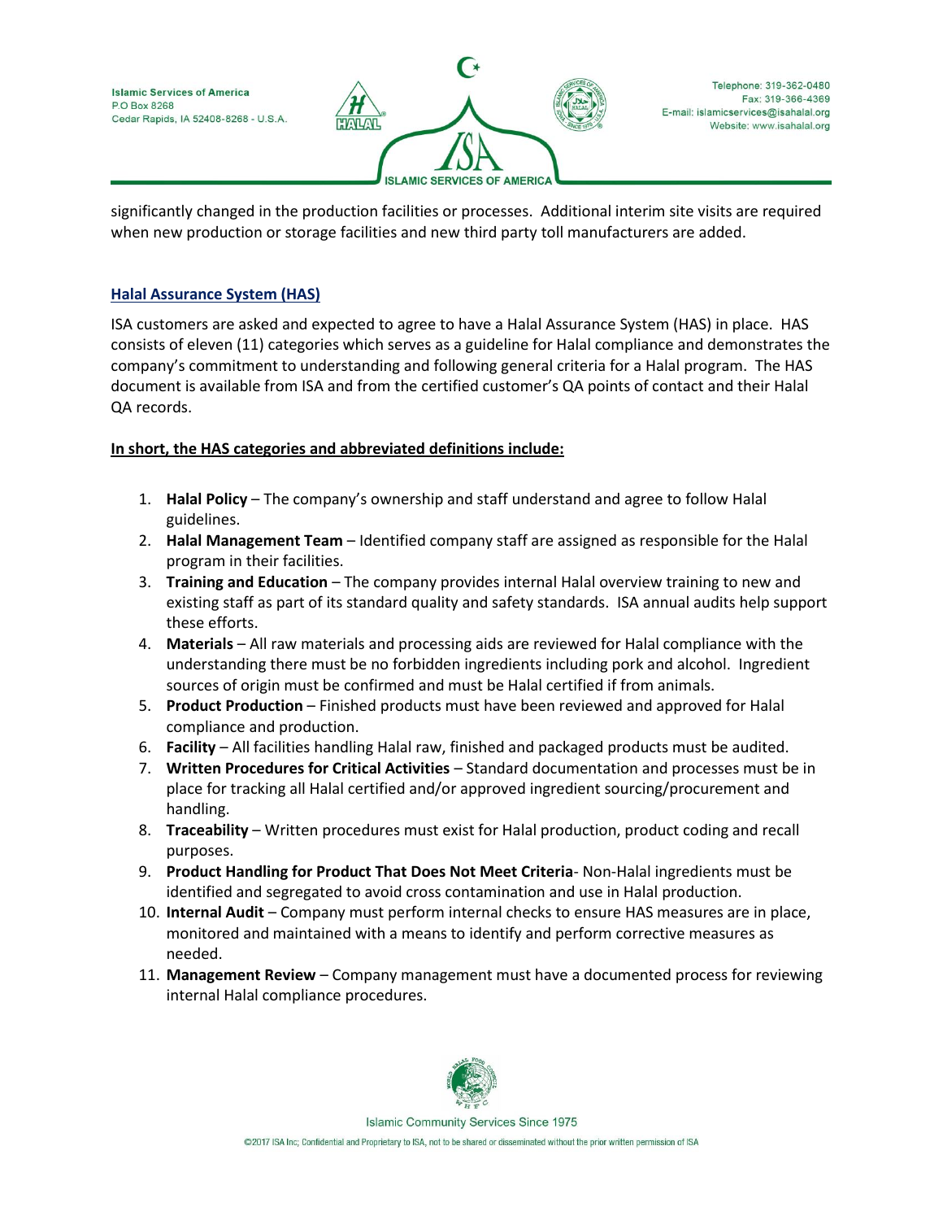significantly changed in the production facilities or processes. Additional interim site visits are required when new production or storage facilities and new third party toll manufacturers are added.

## Halal Assurance System (HAS)

ISA customers are asked and expected to agree to have a Halal Assurance System (HAS) in place. HAS consists of eleven (11) categories which serves as a guideline for Halal compliance and demonstrates the company's commitment to understanding and following general criteria for a Halal program. The HAS document is available from ISA and from the certified customer's QA points of contact and their Halal QA records.

**In short, the HAS categories and abbreviated definitions include:**

1. **Halal Policy** – The company's ownership and staff understand and agree to follow Halal guidelines.
2. **Halal Management Team** – Identified company staff are assigned as responsible for the Halal program in their facilities.
3. **Training and Education** – The company provides internal Halal overview training to new and existing staff as part of its standard quality and safety standards. ISA annual audits help support these efforts.
4. **Materials** – All raw materials and processing aids are reviewed for Halal compliance with the understanding there must be no forbidden ingredients including pork and alcohol. Ingredient sources of origin must be confirmed and must be Halal certified if from animals.
5. **Product Production** – Finished products must have been reviewed and approved for Halal compliance and production.
6. **Facility** – All facilities handling Halal raw, finished and packaged products must be audited.
7. **Written Procedures for Critical Activities** – Standard documentation and processes must be in place for tracking all Halal certified and/or approved ingredient sourcing/procurement and handling.
8. **Traceability** – Written procedures must exist for Halal production, product coding and recall purposes.
9. **Product Handling for Product That Does Not Meet Criteria**- Non-Halal ingredients must be identified and segregated to avoid cross contamination and use in Halal production.
10. **Internal Audit** – Company must perform internal checks to ensure HAS measures are in place, monitored and maintained with a means to identify and perform corrective measures as needed.
11. **Management Review** – Company management must have a documented process for reviewing internal Halal compliance procedures.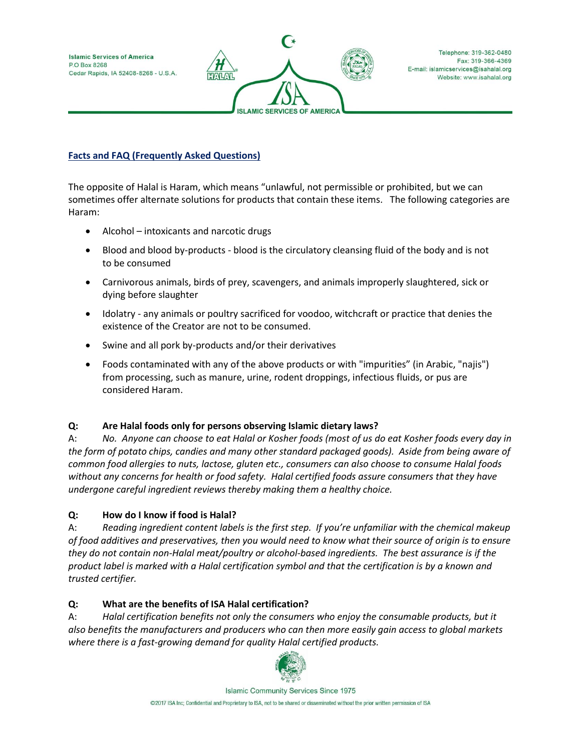**Facts and FAQ (Frequently Asked Questions)**

The opposite of Halal is Haram, which means "unlawful, not permissible or prohibited, but we can sometimes offer alternate solutions for products that contain these items. The following categories are Haram:

- Alcohol – intoxicants and narcotic drugs
- Blood and blood by-products - blood is the circulatory cleansing fluid of the body and is not to be consumed
- Carnivorous animals, birds of prey, scavengers, and animals improperly slaughtered, sick or dying before slaughter
- Idolatry - any animals or poultry sacrificed for voodoo, witchcraft or practice that denies the existence of the Creator are not to be consumed.
- Swine and all pork by-products and/or their derivatives
- Foods contaminated with any of the above products or with "impurities" (in Arabic, "najis") from processing, such as manure, urine, rodent droppings, infectious fluids, or pus are considered Haram.

**Q: Are Halal foods only for persons observing Islamic dietary laws?**

A: *No. Anyone can choose to eat Halal or Kosher foods (most of us do eat Kosher foods every day in the form of potato chips, candies and many other standard packaged goods). Aside from being aware of common food allergies to nuts, lactose, gluten etc., consumers can also choose to consume Halal foods without any concerns for health or food safety. Halal certified foods assure consumers that they have undergone careful ingredient reviews thereby making them a healthy choice.*

**Q: How do I know if food is Halal?**

A: *Reading ingredient content labels is the first step. If you're unfamiliar with the chemical makeup of food additives and preservatives, then you would need to know what their source of origin is to ensure they do not contain non-Halal meat/poultry or alcohol-based ingredients. The best assurance is if the product label is marked with a Halal certification symbol and that the certification is by a known and trusted certifier.*

**Q: What are the benefits of ISA Halal certification?**

A: *Halal certification benefits not only the consumers who enjoy the consumable products, but it also benefits the manufacturers and producers who can then more easily gain access to global markets where there is a fast-growing demand for quality Halal certified products.*